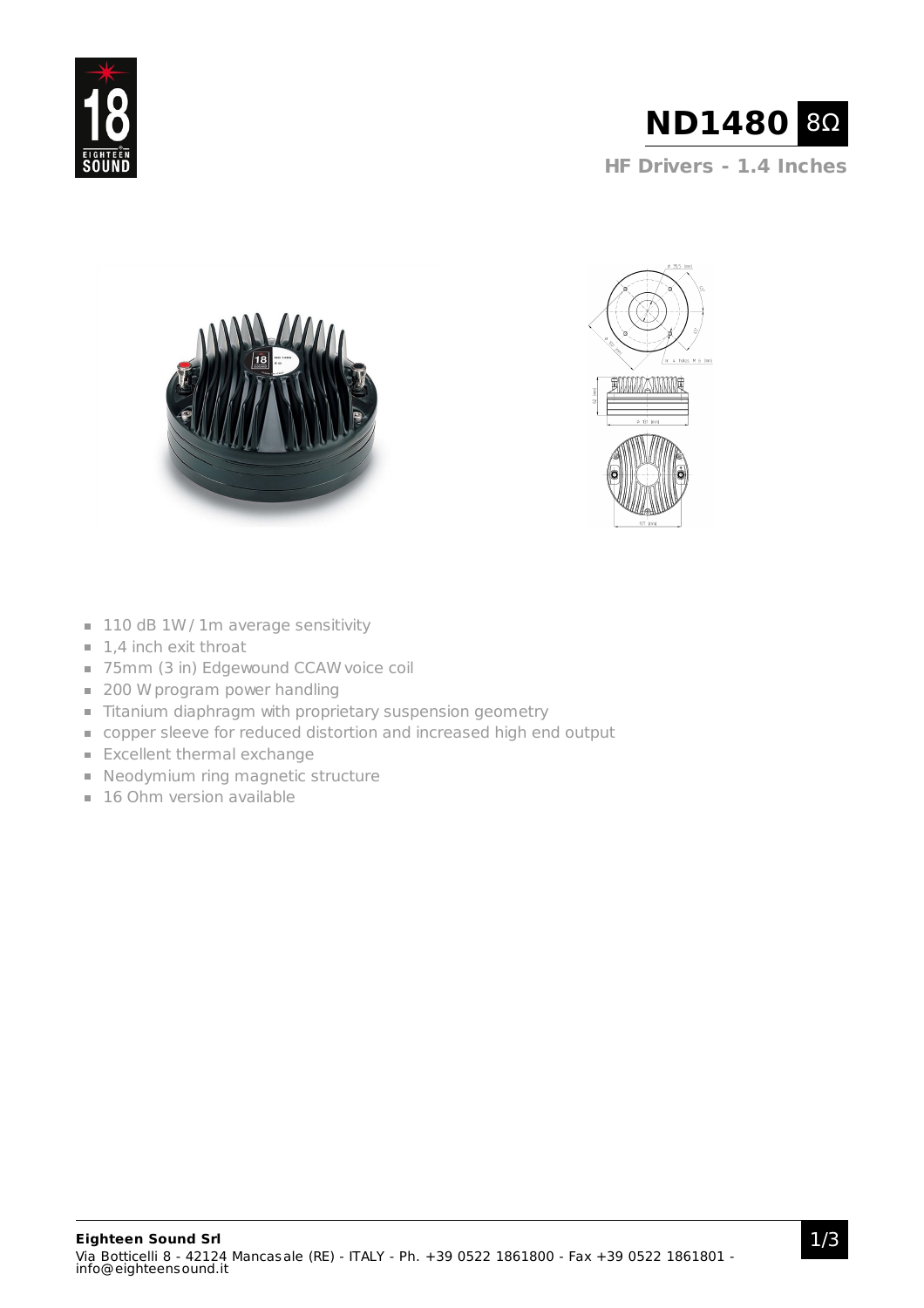# ND1480 8Ω

## HF Drivers - 1.4 Inches

- 110 dB 1W / 1m average sensitivity
- 1,4 inch exit throat
- 75mm (3 in) Edgewound CCAW voice coil
- 200 W program power handling
- Titanium diaphragm with proprietary suspension geometry
- copper sleeve for reduced distortion and increased high end output
- Excellent thermal exchange
- Neodymium ring magnetic structure
- 16 Ohm version available

**Eighteen Sound Srl**
Via Botticelli 8 - 42124 Mancasale (RE) - ITALY - Ph. +39 0522 1861800 - Fax +39 0522 1861801 - info@eighteensound.it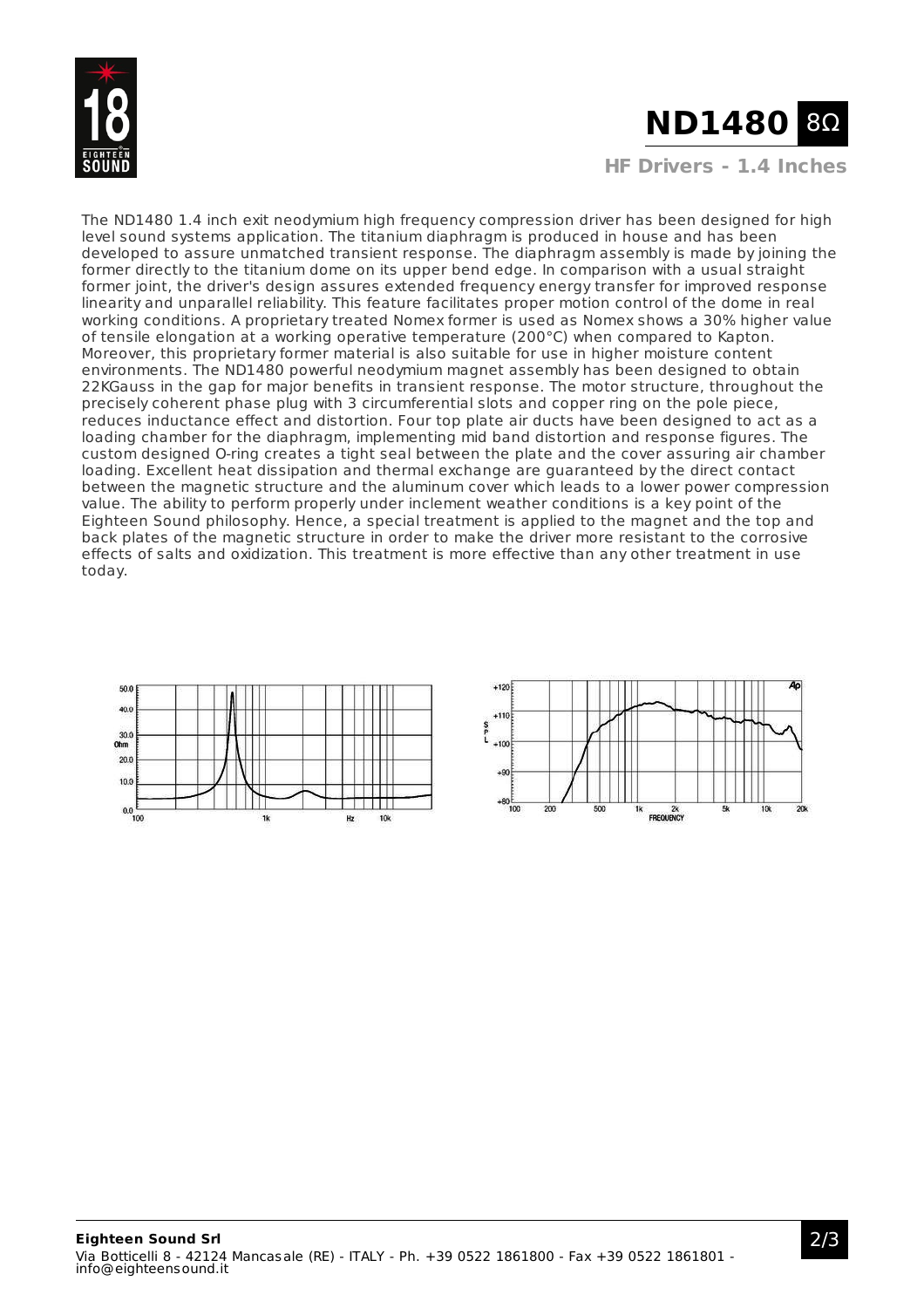# ND1480 8Ω

**HF Drivers - 1.4 Inches**

The ND1480 1.4 inch exit neodymium high frequency compression driver has been designed for high level sound systems application. The titanium diaphragm is produced in house and has been developed to assure unmatched transient response. The diaphragm assembly is made by joining the former directly to the titanium dome on its upper bend edge. In comparison with a usual straight former joint, the driver's design assures extended frequency energy transfer for improved response linearity and unparallel reliability. This feature facilitates proper motion control of the dome in real working conditions. A proprietary treated Nomex former is used as Nomex shows a 30% higher value of tensile elongation at a working operative temperature (200°C) when compared to Kapton. Moreover, this proprietary former material is also suitable for use in higher moisture content environments. The ND1480 powerful neodymium magnet assembly has been designed to obtain 22KGauss in the gap for major benefits in transient response. The motor structure, throughout the precisely coherent phase plug with 3 circumferential slots and copper ring on the pole piece, reduces inductance effect and distortion. Four top plate air ducts have been designed to act as a loading chamber for the diaphragm, implementing mid band distortion and response figures. The custom designed O-ring creates a tight seal between the plate and the cover assuring air chamber loading. Excellent heat dissipation and thermal exchange are guaranteed by the direct contact between the magnetic structure and the aluminum cover which leads to a lower power compression value. The ability to perform properly under inclement weather conditions is a key point of the Eighteen Sound philosophy. Hence, a special treatment is applied to the magnet and the top and back plates of the magnetic structure in order to make the driver more resistant to the corrosive effects of salts and oxidization. This treatment is more effective than any other treatment in use today.

50.0
40.0
30.0
Ohm
20.0
10.0
0.0
100
1k
Hz
10k

+120
+110
SPL
+100
+90
+80
100
200
500
1k
2k
5k
10k
20k
FREQUENCY

**Eighteen Sound Srl**
Via Botticelli 8 - 42124 Mancasale (RE) - ITALY - Ph. +39 0522 1861800 - Fax +39 0522 1861801 - info@eighteensound.it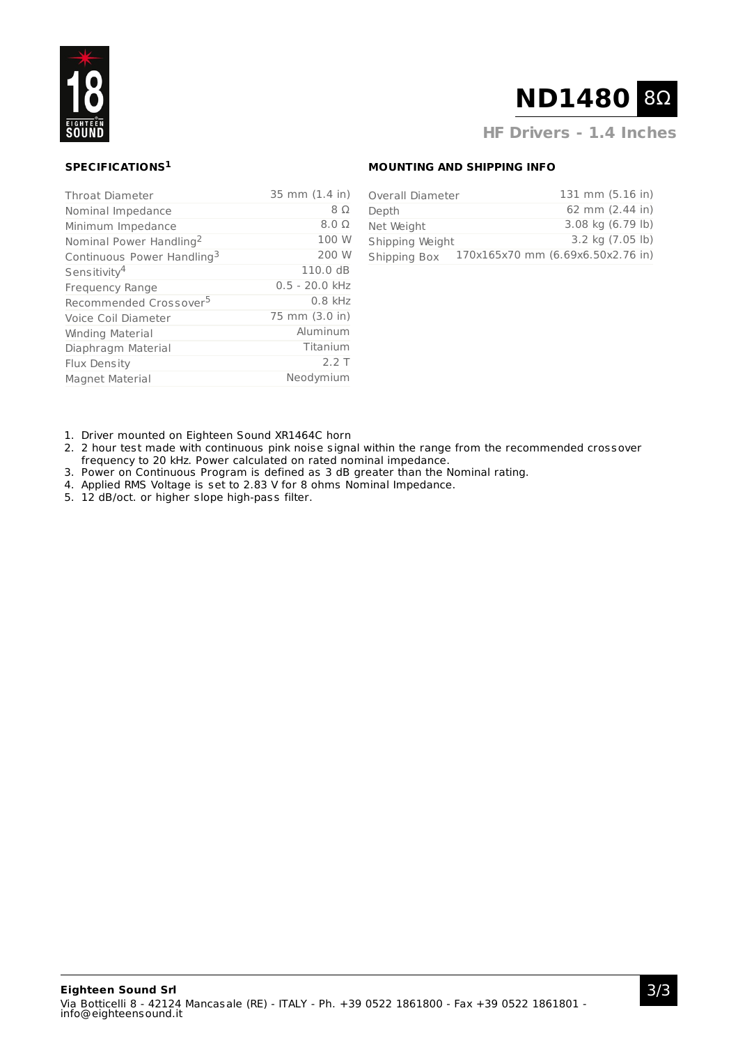# ND1480 8Ω

## HF Drivers - 1.4 Inches

### SPECIFICATIONS[1]

| | |
|---|---|
| Throat Diameter | 35 mm (1.4 in) |
| Nominal Impedance | 8 Ω |
| Minimum Impedance | 8.0 Ω |
| Nominal Power Handling[2] | 100 W |
| Continuous Power Handling[3] | 200 W |
| Sensitivity[4] | 110.0 dB |
| Frequency Range | 0.5 - 20.0 kHz |
| Recommended Crossover[5] | 0.8 kHz |
| Voice Coil Diameter | 75 mm (3.0 in) |
| Winding Material | Aluminum |
| Diaphragm Material | Titanium |
| Flux Density | 2.2 T |
| Magnet Material | Neodymium |

### MOUNTING AND SHIPPING INFO

| | |
|---|---|
| Overall Diameter | 131 mm (5.16 in) |
| Depth | 62 mm (2.44 in) |
| Net Weight | 3.08 kg (6.79 lb) |
| Shipping Weight | 3.2 kg (7.05 lb) |
| Shipping Box | 170x165x70 mm (6.69x6.50x2.76 in) |

1. Driver mounted on Eighteen Sound XR1464C horn
2. 2 hour test made with continuous pink noise signal within the range from the recommended crossover frequency to 20 kHz. Power calculated on rated nominal impedance.
3. Power on Continuous Program is defined as 3 dB greater than the Nominal rating.
4. Applied RMS Voltage is set to 2.83 V for 8 ohms Nominal Impedance.
5. 12 dB/oct. or higher slope high-pass filter.

**Eighteen Sound Srl**
Via Botticelli 8 - 42124 Mancasale (RE) - ITALY - Ph. +39 0522 1861800 - Fax +39 0522 1861801 - info@eighteensound.it